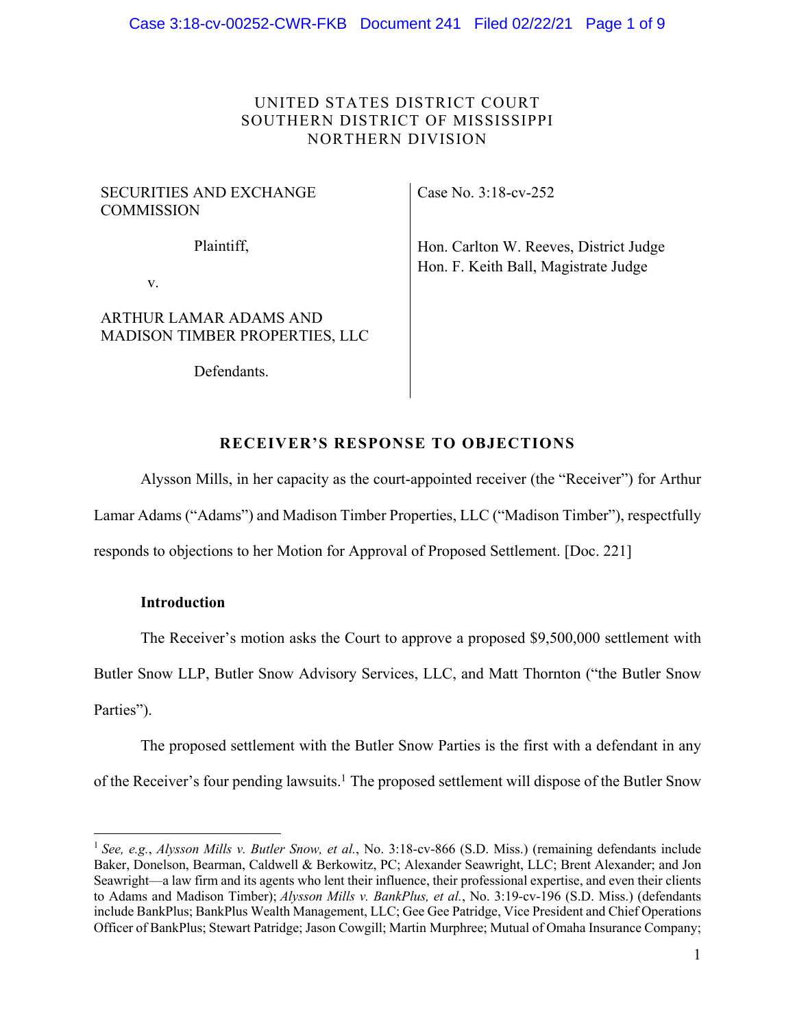UNITED STATES DISTRICT COURT
SOUTHERN DISTRICT OF MISSISSIPPI
NORTHERN DIVISION

| | |
|---|---|
| SECURITIES AND EXCHANGE COMMISSION<br><br>Plaintiff,<br><br>v.<br><br>ARTHUR LAMAR ADAMS AND MADISON TIMBER PROPERTIES, LLC<br><br>Defendants. | Case No. 3:18-cv-252<br><br>Hon. Carlton W. Reeves, District Judge<br>Hon. F. Keith Ball, Magistrate Judge |

## RECEIVER'S RESPONSE TO OBJECTIONS

Alysson Mills, in her capacity as the court-appointed receiver (the "Receiver") for Arthur Lamar Adams ("Adams") and Madison Timber Properties, LLC ("Madison Timber"), respectfully responds to objections to her Motion for Approval of Proposed Settlement. [Doc. 221]

**Introduction**

The Receiver's motion asks the Court to approve a proposed $9,500,000 settlement with Butler Snow LLP, Butler Snow Advisory Services, LLC, and Matt Thornton ("the Butler Snow Parties").

The proposed settlement with the Butler Snow Parties is the first with a defendant in any of the Receiver's four pending lawsuits.[1] The proposed settlement will dispose of the Butler Snow

[1] *See, e.g.*, *Alysson Mills v. Butler Snow, et al.*, No. 3:18-cv-866 (S.D. Miss.) (remaining defendants include Baker, Donelson, Bearman, Caldwell & Berkowitz, PC; Alexander Seawright, LLC; Brent Alexander; and Jon Seawright—a law firm and its agents who lent their influence, their professional expertise, and even their clients to Adams and Madison Timber); *Alysson Mills v. BankPlus, et al.*, No. 3:19-cv-196 (S.D. Miss.) (defendants include BankPlus; BankPlus Wealth Management, LLC; Gee Gee Patridge, Vice President and Chief Operations Officer of BankPlus; Stewart Patridge; Jason Cowgill; Martin Murphree; Mutual of Omaha Insurance Company;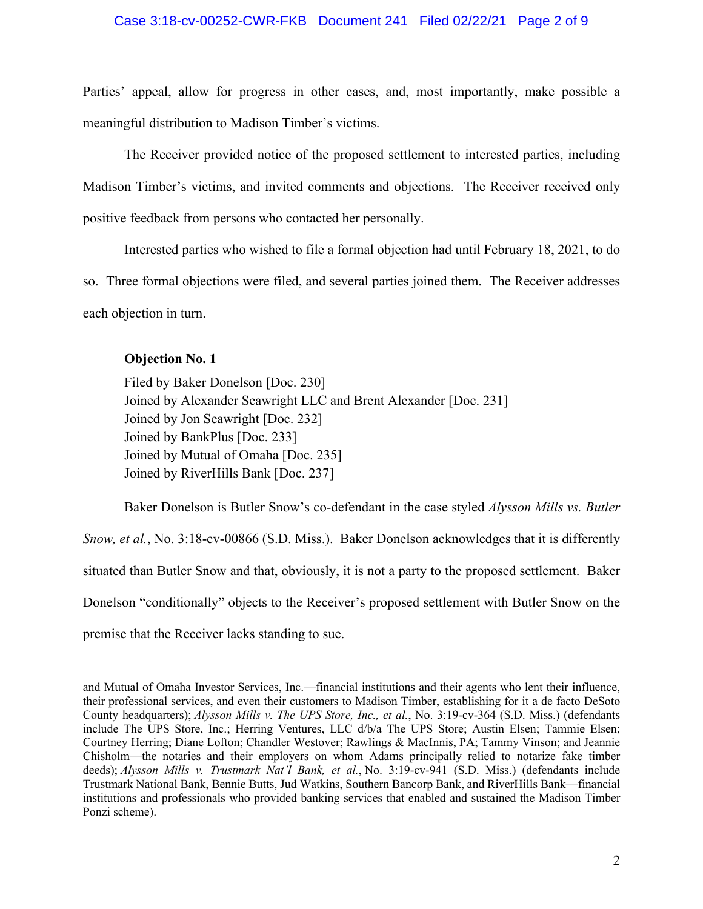Parties' appeal, allow for progress in other cases, and, most importantly, make possible a meaningful distribution to Madison Timber's victims.

The Receiver provided notice of the proposed settlement to interested parties, including Madison Timber's victims, and invited comments and objections. The Receiver received only positive feedback from persons who contacted her personally.

Interested parties who wished to file a formal objection had until February 18, 2021, to do so. Three formal objections were filed, and several parties joined them. The Receiver addresses each objection in turn.

**Objection No. 1**

Filed by Baker Donelson [Doc. 230]
Joined by Alexander Seawright LLC and Brent Alexander [Doc. 231]
Joined by Jon Seawright [Doc. 232]
Joined by BankPlus [Doc. 233]
Joined by Mutual of Omaha [Doc. 235]
Joined by RiverHills Bank [Doc. 237]

Baker Donelson is Butler Snow's co-defendant in the case styled *Alysson Mills vs. Butler Snow, et al.*, No. 3:18-cv-00866 (S.D. Miss.). Baker Donelson acknowledges that it is differently situated than Butler Snow and that, obviously, it is not a party to the proposed settlement. Baker Donelson "conditionally" objects to the Receiver's proposed settlement with Butler Snow on the premise that the Receiver lacks standing to sue.

---

and Mutual of Omaha Investor Services, Inc.—financial institutions and their agents who lent their influence, their professional services, and even their customers to Madison Timber, establishing for it a de facto DeSoto County headquarters); *Alysson Mills v. The UPS Store, Inc., et al.*, No. 3:19-cv-364 (S.D. Miss.) (defendants include The UPS Store, Inc.; Herring Ventures, LLC d/b/a The UPS Store; Austin Elsen; Tammie Elsen; Courtney Herring; Diane Lofton; Chandler Westover; Rawlings & MacInnis, PA; Tammy Vinson; and Jeannie Chisholm—the notaries and their employers on whom Adams principally relied to notarize fake timber deeds); *Alysson Mills v. Trustmark Nat'l Bank, et al.*, No. 3:19-cv-941 (S.D. Miss.) (defendants include Trustmark National Bank, Bennie Butts, Jud Watkins, Southern Bancorp Bank, and RiverHills Bank—financial institutions and professionals who provided banking services that enabled and sustained the Madison Timber Ponzi scheme).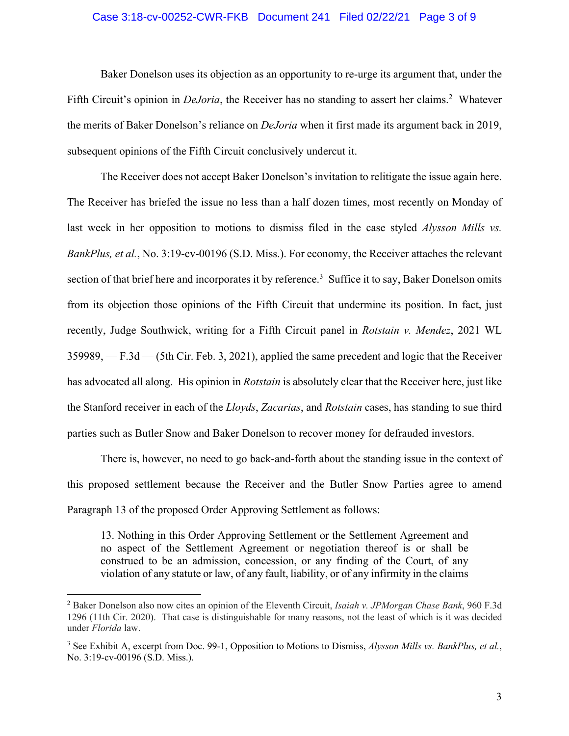Baker Donelson uses its objection as an opportunity to re-urge its argument that, under the Fifth Circuit's opinion in *DeJoria*, the Receiver has no standing to assert her claims.[2] Whatever the merits of Baker Donelson's reliance on *DeJoria* when it first made its argument back in 2019, subsequent opinions of the Fifth Circuit conclusively undercut it.

The Receiver does not accept Baker Donelson's invitation to relitigate the issue again here. The Receiver has briefed the issue no less than a half dozen times, most recently on Monday of last week in her opposition to motions to dismiss filed in the case styled *Alysson Mills vs. BankPlus, et al.*, No. 3:19-cv-00196 (S.D. Miss.). For economy, the Receiver attaches the relevant section of that brief here and incorporates it by reference.[3] Suffice it to say, Baker Donelson omits from its objection those opinions of the Fifth Circuit that undermine its position. In fact, just recently, Judge Southwick, writing for a Fifth Circuit panel in *Rotstain v. Mendez*, 2021 WL 359989, — F.3d — (5th Cir. Feb. 3, 2021), applied the same precedent and logic that the Receiver has advocated all along. His opinion in *Rotstain* is absolutely clear that the Receiver here, just like the Stanford receiver in each of the *Lloyds*, *Zacarias*, and *Rotstain* cases, has standing to sue third parties such as Butler Snow and Baker Donelson to recover money for defrauded investors.

There is, however, no need to go back-and-forth about the standing issue in the context of this proposed settlement because the Receiver and the Butler Snow Parties agree to amend Paragraph 13 of the proposed Order Approving Settlement as follows:

> 13. Nothing in this Order Approving Settlement or the Settlement Agreement and no aspect of the Settlement Agreement or negotiation thereof is or shall be construed to be an admission, concession, or any finding of the Court, of any violation of any statute or law, of any fault, liability, or of any infirmity in the claims

---

[2] Baker Donelson also now cites an opinion of the Eleventh Circuit, *Isaiah v. JPMorgan Chase Bank*, 960 F.3d 1296 (11th Cir. 2020). That case is distinguishable for many reasons, not the least of which is it was decided under *Florida* law.

[3] See Exhibit A, excerpt from Doc. 99-1, Opposition to Motions to Dismiss, *Alysson Mills vs. BankPlus, et al.*, No. 3:19-cv-00196 (S.D. Miss.).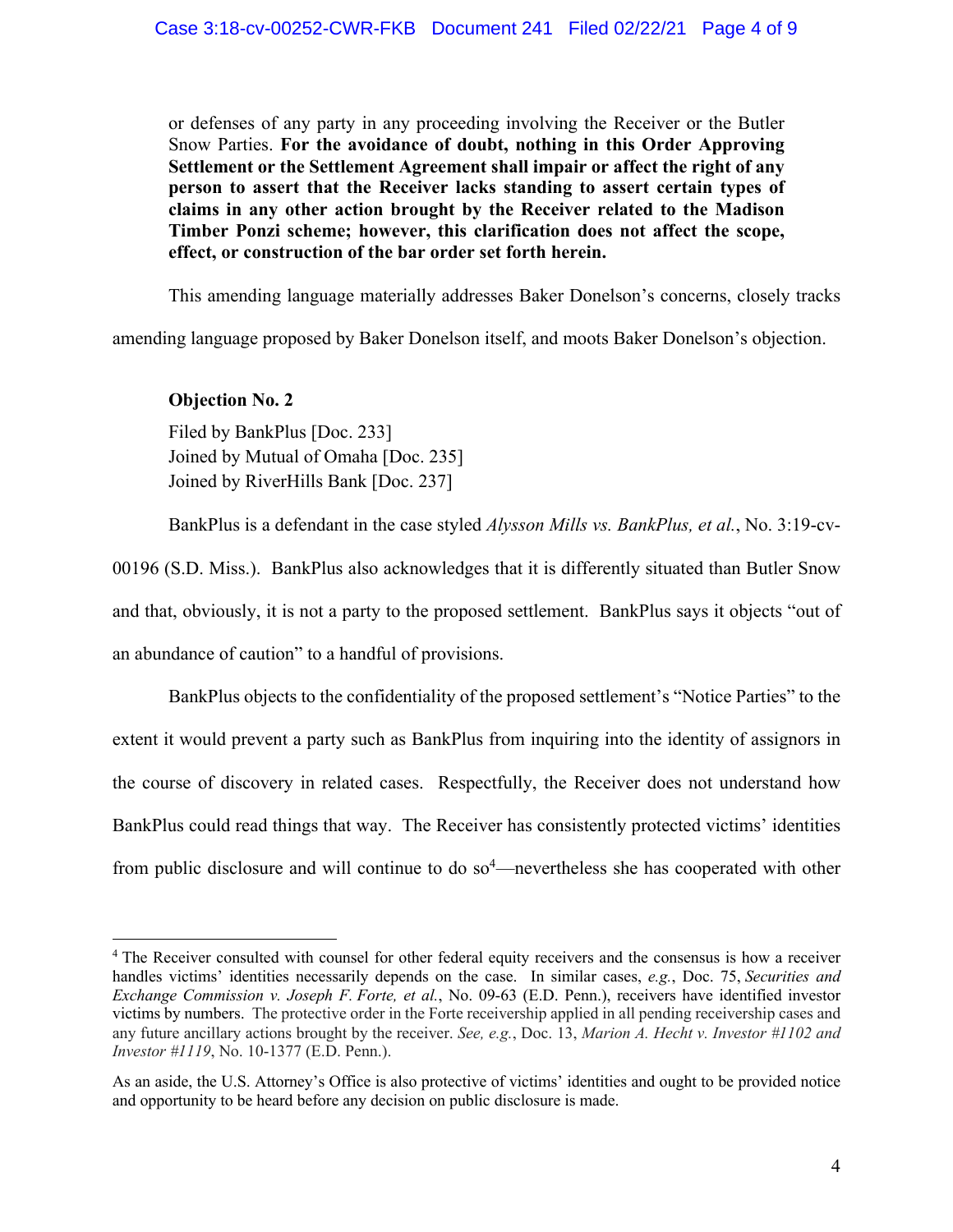or defenses of any party in any proceeding involving the Receiver or the Butler Snow Parties. **For the avoidance of doubt, nothing in this Order Approving Settlement or the Settlement Agreement shall impair or affect the right of any person to assert that the Receiver lacks standing to assert certain types of claims in any other action brought by the Receiver related to the Madison Timber Ponzi scheme; however, this clarification does not affect the scope, effect, or construction of the bar order set forth herein.**

This amending language materially addresses Baker Donelson's concerns, closely tracks amending language proposed by Baker Donelson itself, and moots Baker Donelson's objection.

**Objection No. 2**

Filed by BankPlus [Doc. 233]
Joined by Mutual of Omaha [Doc. 235]
Joined by RiverHills Bank [Doc. 237]

BankPlus is a defendant in the case styled *Alysson Mills vs. BankPlus, et al.*, No. 3:19-cv-00196 (S.D. Miss.). BankPlus also acknowledges that it is differently situated than Butler Snow and that, obviously, it is not a party to the proposed settlement. BankPlus says it objects "out of an abundance of caution" to a handful of provisions.

BankPlus objects to the confidentiality of the proposed settlement's "Notice Parties" to the extent it would prevent a party such as BankPlus from inquiring into the identity of assignors in the course of discovery in related cases. Respectfully, the Receiver does not understand how BankPlus could read things that way. The Receiver has consistently protected victims' identities from public disclosure and will continue to do so[4]—nevertheless she has cooperated with other

[4] The Receiver consulted with counsel for other federal equity receivers and the consensus is how a receiver handles victims' identities necessarily depends on the case. In similar cases, *e.g.*, Doc. 75, *Securities and Exchange Commission v. Joseph F. Forte, et al.*, No. 09-63 (E.D. Penn.), receivers have identified investor victims by numbers. The protective order in the Forte receivership applied in all pending receivership cases and any future ancillary actions brought by the receiver. *See, e.g.*, Doc. 13, *Marion A. Hecht v. Investor #1102 and Investor #1119*, No. 10-1377 (E.D. Penn.).

As an aside, the U.S. Attorney's Office is also protective of victims' identities and ought to be provided notice and opportunity to be heard before any decision on public disclosure is made.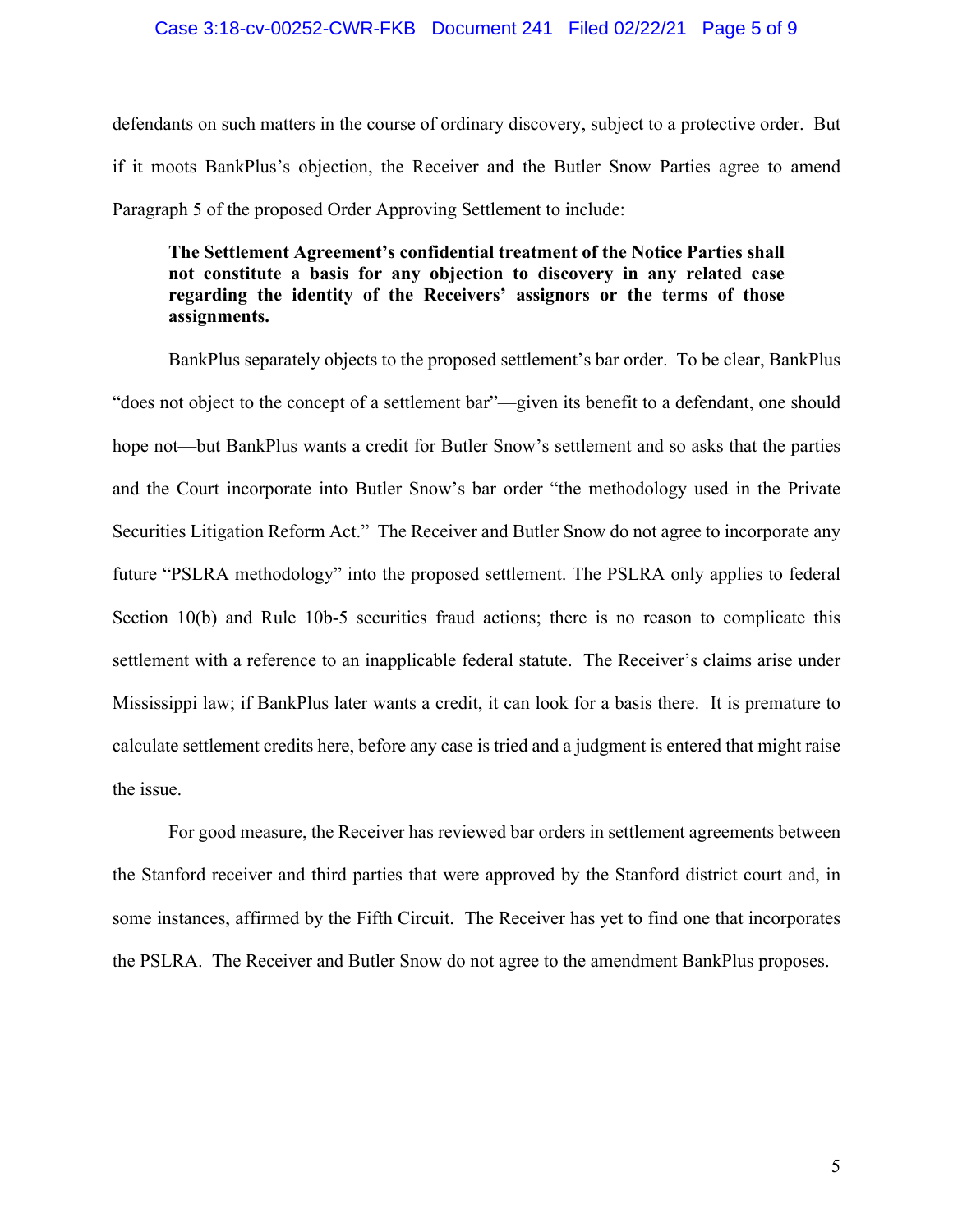defendants on such matters in the course of ordinary discovery, subject to a protective order. But if it moots BankPlus's objection, the Receiver and the Butler Snow Parties agree to amend Paragraph 5 of the proposed Order Approving Settlement to include:

> **The Settlement Agreement's confidential treatment of the Notice Parties shall not constitute a basis for any objection to discovery in any related case regarding the identity of the Receivers' assignors or the terms of those assignments.**

BankPlus separately objects to the proposed settlement's bar order. To be clear, BankPlus "does not object to the concept of a settlement bar"—given its benefit to a defendant, one should hope not—but BankPlus wants a credit for Butler Snow's settlement and so asks that the parties and the Court incorporate into Butler Snow's bar order "the methodology used in the Private Securities Litigation Reform Act." The Receiver and Butler Snow do not agree to incorporate any future "PSLRA methodology" into the proposed settlement. The PSLRA only applies to federal Section 10(b) and Rule 10b-5 securities fraud actions; there is no reason to complicate this settlement with a reference to an inapplicable federal statute. The Receiver's claims arise under Mississippi law; if BankPlus later wants a credit, it can look for a basis there. It is premature to calculate settlement credits here, before any case is tried and a judgment is entered that might raise the issue.

For good measure, the Receiver has reviewed bar orders in settlement agreements between the Stanford receiver and third parties that were approved by the Stanford district court and, in some instances, affirmed by the Fifth Circuit. The Receiver has yet to find one that incorporates the PSLRA. The Receiver and Butler Snow do not agree to the amendment BankPlus proposes.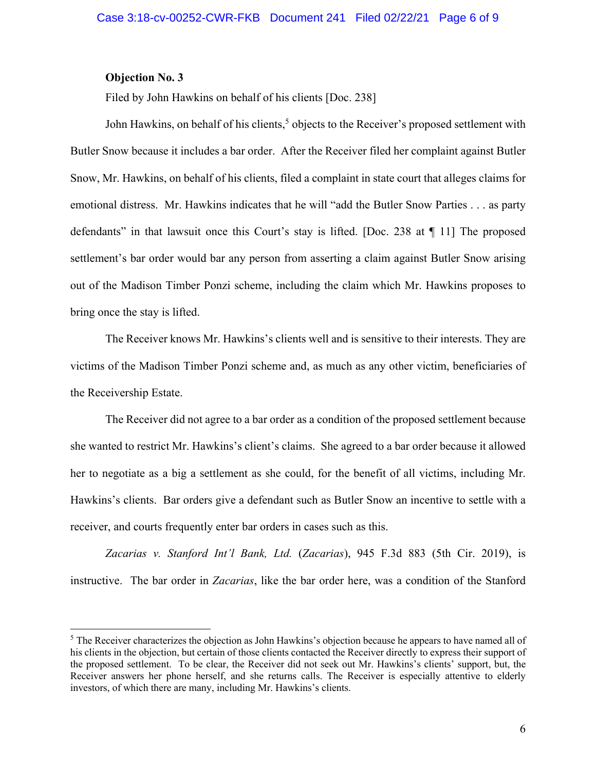**Objection No. 3**

Filed by John Hawkins on behalf of his clients [Doc. 238]

John Hawkins, on behalf of his clients,[5] objects to the Receiver's proposed settlement with Butler Snow because it includes a bar order. After the Receiver filed her complaint against Butler Snow, Mr. Hawkins, on behalf of his clients, filed a complaint in state court that alleges claims for emotional distress. Mr. Hawkins indicates that he will "add the Butler Snow Parties . . . as party defendants" in that lawsuit once this Court's stay is lifted. [Doc. 238 at ¶ 11] The proposed settlement's bar order would bar any person from asserting a claim against Butler Snow arising out of the Madison Timber Ponzi scheme, including the claim which Mr. Hawkins proposes to bring once the stay is lifted.

The Receiver knows Mr. Hawkins's clients well and is sensitive to their interests. They are victims of the Madison Timber Ponzi scheme and, as much as any other victim, beneficiaries of the Receivership Estate.

The Receiver did not agree to a bar order as a condition of the proposed settlement because she wanted to restrict Mr. Hawkins's client's claims. She agreed to a bar order because it allowed her to negotiate as a big a settlement as she could, for the benefit of all victims, including Mr. Hawkins's clients. Bar orders give a defendant such as Butler Snow an incentive to settle with a receiver, and courts frequently enter bar orders in cases such as this.

*Zacarias v. Stanford Int'l Bank, Ltd.* (*Zacarias*), 945 F.3d 883 (5th Cir. 2019), is instructive. The bar order in *Zacarias*, like the bar order here, was a condition of the Stanford

[5] The Receiver characterizes the objection as John Hawkins's objection because he appears to have named all of his clients in the objection, but certain of those clients contacted the Receiver directly to express their support of the proposed settlement. To be clear, the Receiver did not seek out Mr. Hawkins's clients' support, but, the Receiver answers her phone herself, and she returns calls. The Receiver is especially attentive to elderly investors, of which there are many, including Mr. Hawkins's clients.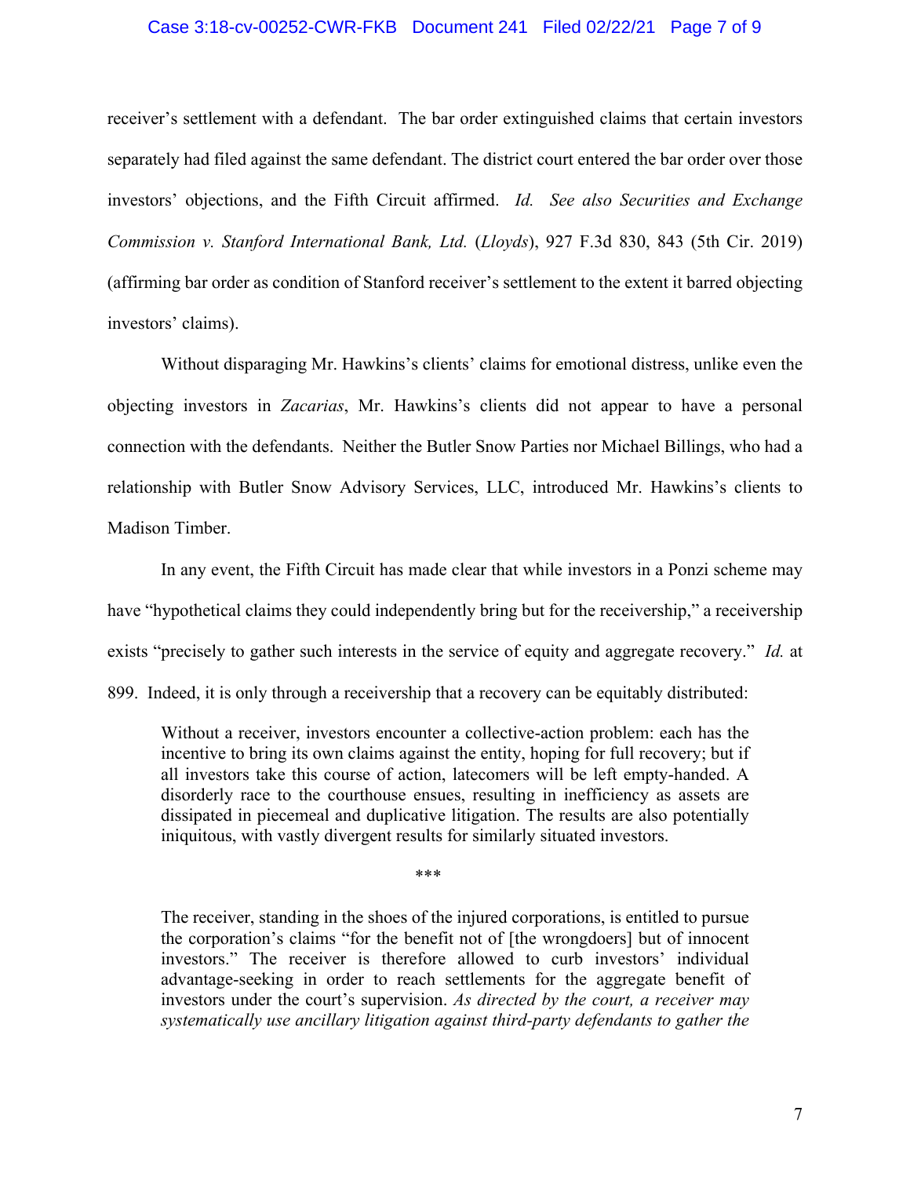receiver's settlement with a defendant. The bar order extinguished claims that certain investors separately had filed against the same defendant. The district court entered the bar order over those investors' objections, and the Fifth Circuit affirmed. *Id. See also Securities and Exchange Commission v. Stanford International Bank, Ltd.* (*Lloyds*), 927 F.3d 830, 843 (5th Cir. 2019) (affirming bar order as condition of Stanford receiver's settlement to the extent it barred objecting investors' claims).

Without disparaging Mr. Hawkins's clients' claims for emotional distress, unlike even the objecting investors in *Zacarias*, Mr. Hawkins's clients did not appear to have a personal connection with the defendants. Neither the Butler Snow Parties nor Michael Billings, who had a relationship with Butler Snow Advisory Services, LLC, introduced Mr. Hawkins's clients to Madison Timber.

In any event, the Fifth Circuit has made clear that while investors in a Ponzi scheme may have "hypothetical claims they could independently bring but for the receivership," a receivership exists "precisely to gather such interests in the service of equity and aggregate recovery." *Id.* at 899. Indeed, it is only through a receivership that a recovery can be equitably distributed:

> Without a receiver, investors encounter a collective-action problem: each has the incentive to bring its own claims against the entity, hoping for full recovery; but if all investors take this course of action, latecomers will be left empty-handed. A disorderly race to the courthouse ensues, resulting in inefficiency as assets are dissipated in piecemeal and duplicative litigation. The results are also potentially iniquitous, with vastly divergent results for similarly situated investors.
>
> \*\*\*
>
> The receiver, standing in the shoes of the injured corporations, is entitled to pursue the corporation's claims "for the benefit not of [the wrongdoers] but of innocent investors." The receiver is therefore allowed to curb investors' individual advantage-seeking in order to reach settlements for the aggregate benefit of investors under the court's supervision. *As directed by the court, a receiver may systematically use ancillary litigation against third-party defendants to gather the*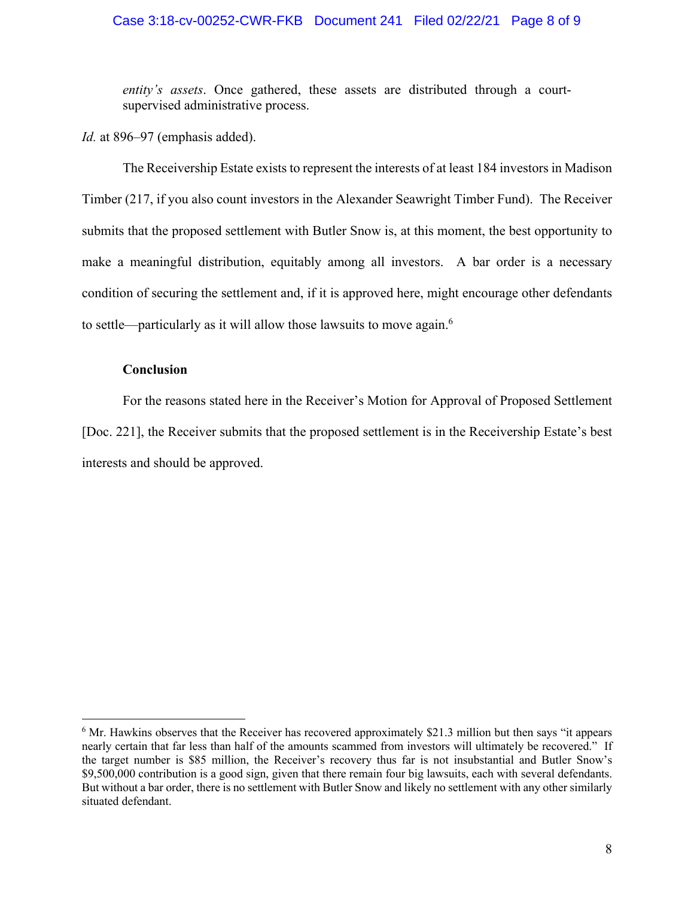*entity's assets*. Once gathered, these assets are distributed through a court-supervised administrative process.

*Id.* at 896–97 (emphasis added).

The Receivership Estate exists to represent the interests of at least 184 investors in Madison Timber (217, if you also count investors in the Alexander Seawright Timber Fund). The Receiver submits that the proposed settlement with Butler Snow is, at this moment, the best opportunity to make a meaningful distribution, equitably among all investors. A bar order is a necessary condition of securing the settlement and, if it is approved here, might encourage other defendants to settle—particularly as it will allow those lawsuits to move again.[6]

**Conclusion**

For the reasons stated here in the Receiver's Motion for Approval of Proposed Settlement [Doc. 221], the Receiver submits that the proposed settlement is in the Receivership Estate's best interests and should be approved.

---

[6] Mr. Hawkins observes that the Receiver has recovered approximately $21.3 million but then says "it appears nearly certain that far less than half of the amounts scammed from investors will ultimately be recovered." If the target number is $85 million, the Receiver's recovery thus far is not insubstantial and Butler Snow's $9,500,000 contribution is a good sign, given that there remain four big lawsuits, each with several defendants. But without a bar order, there is no settlement with Butler Snow and likely no settlement with any other similarly situated defendant.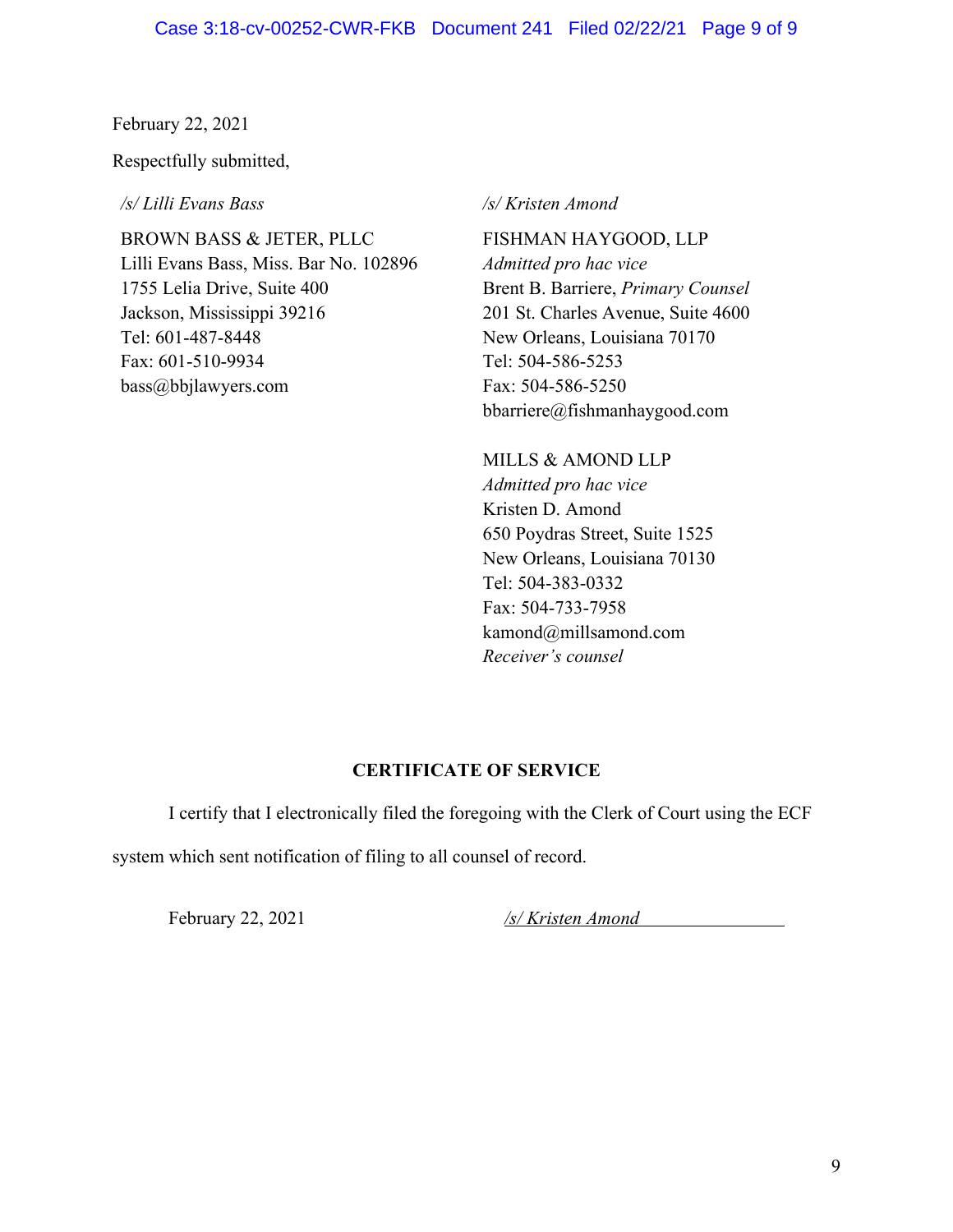February 22, 2021

Respectfully submitted,

*/s/ Lilli Evans Bass*

BROWN BASS & JETER, PLLC
Lilli Evans Bass, Miss. Bar No. 102896
1755 Lelia Drive, Suite 400
Jackson, Mississippi 39216
Tel: 601-487-8448
Fax: 601-510-9934
bass@bbjlawyers.com

*/s/ Kristen Amond*

FISHMAN HAYGOOD, LLP
*Admitted pro hac vice*
Brent B. Barriere, *Primary Counsel*
201 St. Charles Avenue, Suite 4600
New Orleans, Louisiana 70170
Tel: 504-586-5253
Fax: 504-586-5250
bbarriere@fishmanhaygood.com

MILLS & AMOND LLP
*Admitted pro hac vice*
Kristen D. Amond
650 Poydras Street, Suite 1525
New Orleans, Louisiana 70130
Tel: 504-383-0332
Fax: 504-733-7958
kamond@millsamond.com
*Receiver's counsel*

**CERTIFICATE OF SERVICE**

I certify that I electronically filed the foregoing with the Clerk of Court using the ECF system which sent notification of filing to all counsel of record.

February 22, 2021 *(/s/ Kristen Amond)*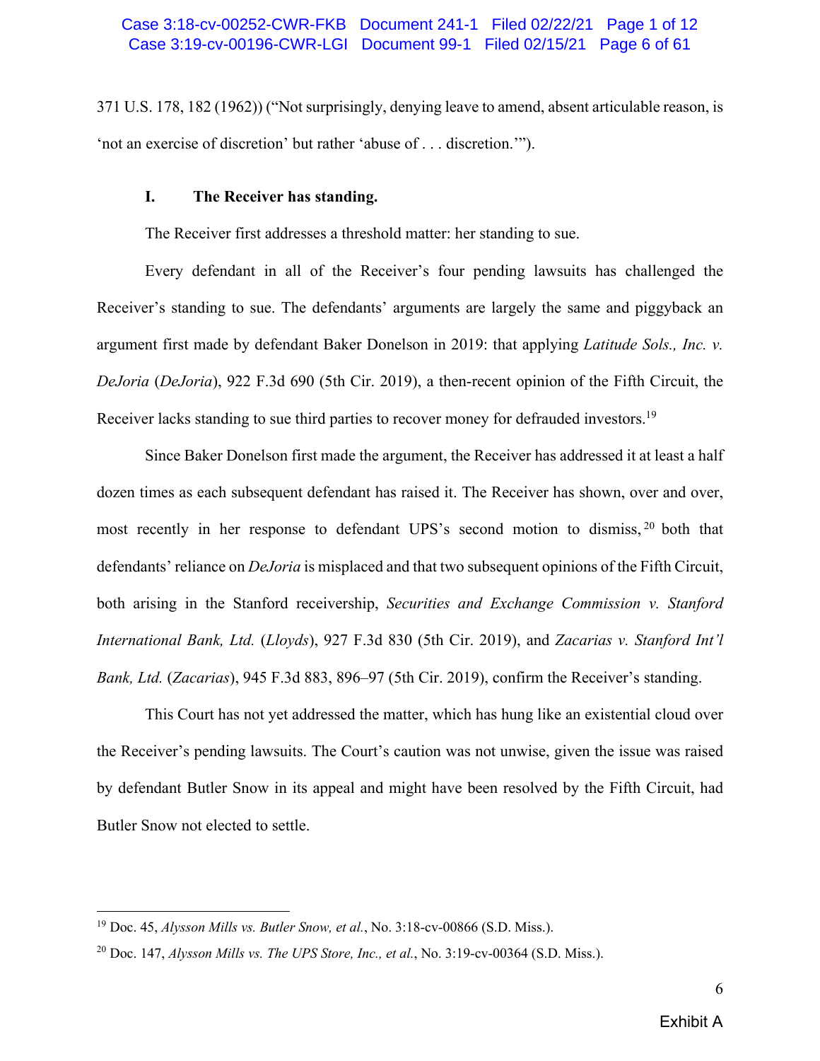371 U.S. 178, 182 (1962)) ("Not surprisingly, denying leave to amend, absent articulable reason, is 'not an exercise of discretion' but rather 'abuse of . . . discretion.'").

### I. The Receiver has standing.

The Receiver first addresses a threshold matter: her standing to sue.

Every defendant in all of the Receiver's four pending lawsuits has challenged the Receiver's standing to sue. The defendants' arguments are largely the same and piggyback an argument first made by defendant Baker Donelson in 2019: that applying *Latitude Sols., Inc. v. DeJoria* (*DeJoria*), 922 F.3d 690 (5th Cir. 2019), a then-recent opinion of the Fifth Circuit, the Receiver lacks standing to sue third parties to recover money for defrauded investors.[19]

Since Baker Donelson first made the argument, the Receiver has addressed it at least a half dozen times as each subsequent defendant has raised it. The Receiver has shown, over and over, most recently in her response to defendant UPS's second motion to dismiss,[20] both that defendants' reliance on *DeJoria* is misplaced and that two subsequent opinions of the Fifth Circuit, both arising in the Stanford receivership, *Securities and Exchange Commission v. Stanford International Bank, Ltd.* (*Lloyds*), 927 F.3d 830 (5th Cir. 2019), and *Zacarias v. Stanford Int'l Bank, Ltd.* (*Zacarias*), 945 F.3d 883, 896–97 (5th Cir. 2019), confirm the Receiver's standing.

This Court has not yet addressed the matter, which has hung like an existential cloud over the Receiver's pending lawsuits. The Court's caution was not unwise, given the issue was raised by defendant Butler Snow in its appeal and might have been resolved by the Fifth Circuit, had Butler Snow not elected to settle.

---

[19] Doc. 45, *Alysson Mills vs. Butler Snow, et al.*, No. 3:18-cv-00866 (S.D. Miss.).

[20] Doc. 147, *Alysson Mills vs. The UPS Store, Inc., et al.*, No. 3:19-cv-00364 (S.D. Miss.).

Exhibit A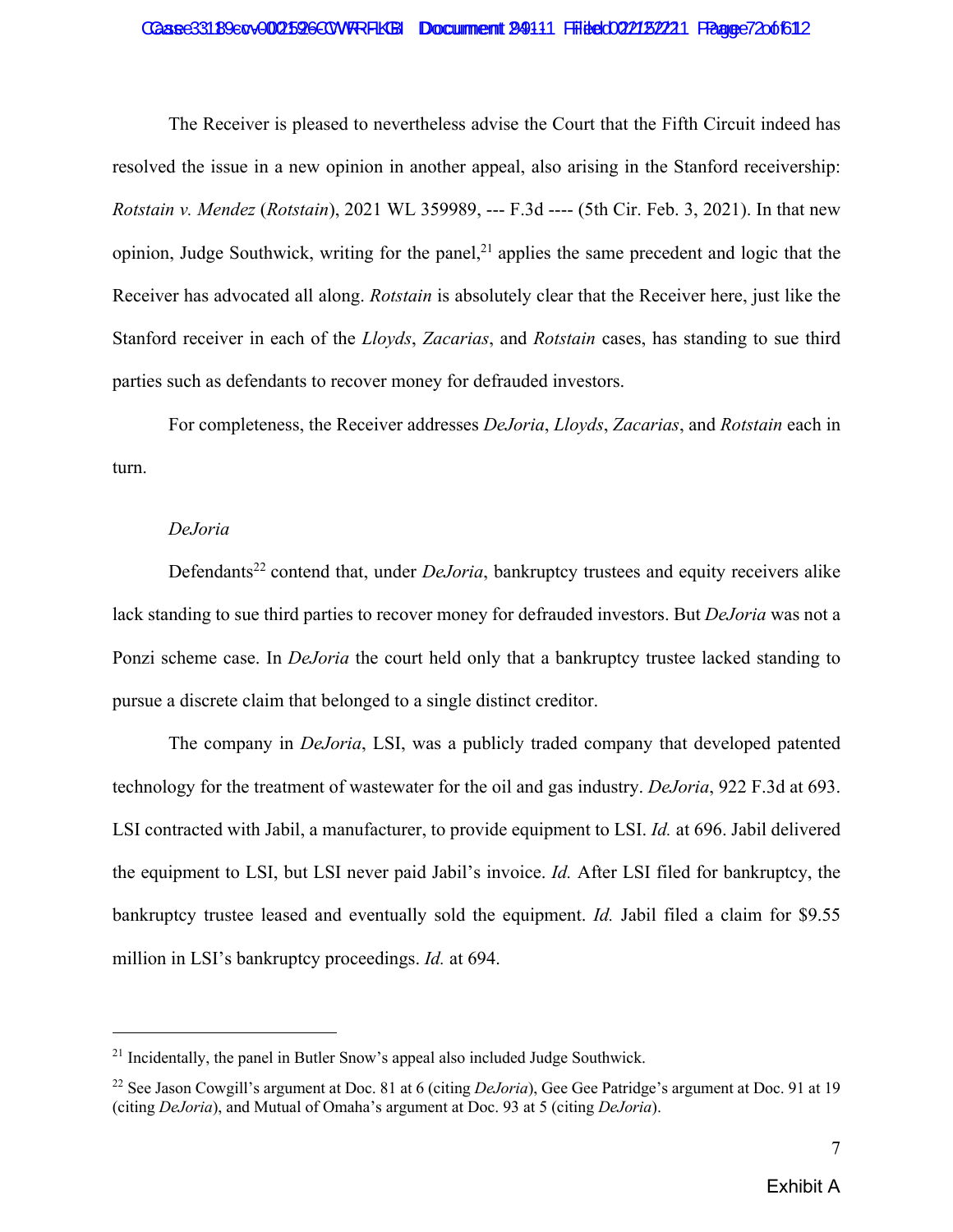The Receiver is pleased to nevertheless advise the Court that the Fifth Circuit indeed has resolved the issue in a new opinion in another appeal, also arising in the Stanford receivership: *Rotstain v. Mendez* (*Rotstain*), 2021 WL 359989, --- F.3d ---- (5th Cir. Feb. 3, 2021). In that new opinion, Judge Southwick, writing for the panel,[21] applies the same precedent and logic that the Receiver has advocated all along. *Rotstain* is absolutely clear that the Receiver here, just like the Stanford receiver in each of the *Lloyds*, *Zacarias*, and *Rotstain* cases, has standing to sue third parties such as defendants to recover money for defrauded investors.

For completeness, the Receiver addresses *DeJoria*, *Lloyds*, *Zacarias*, and *Rotstain* each in turn.

*DeJoria*

Defendants[22] contend that, under *DeJoria*, bankruptcy trustees and equity receivers alike lack standing to sue third parties to recover money for defrauded investors. But *DeJoria* was not a Ponzi scheme case. In *DeJoria* the court held only that a bankruptcy trustee lacked standing to pursue a discrete claim that belonged to a single distinct creditor.

The company in *DeJoria*, LSI, was a publicly traded company that developed patented technology for the treatment of wastewater for the oil and gas industry. *DeJoria*, 922 F.3d at 693. LSI contracted with Jabil, a manufacturer, to provide equipment to LSI. *Id.* at 696. Jabil delivered the equipment to LSI, but LSI never paid Jabil's invoice. *Id.* After LSI filed for bankruptcy, the bankruptcy trustee leased and eventually sold the equipment. *Id.* Jabil filed a claim for $9.55 million in LSI's bankruptcy proceedings. *Id.* at 694.

---

[21] Incidentally, the panel in Butler Snow's appeal also included Judge Southwick.

[22] See Jason Cowgill's argument at Doc. 81 at 6 (citing *DeJoria*), Gee Gee Patridge's argument at Doc. 91 at 19 (citing *DeJoria*), and Mutual of Omaha's argument at Doc. 93 at 5 (citing *DeJoria*).

Exhibit A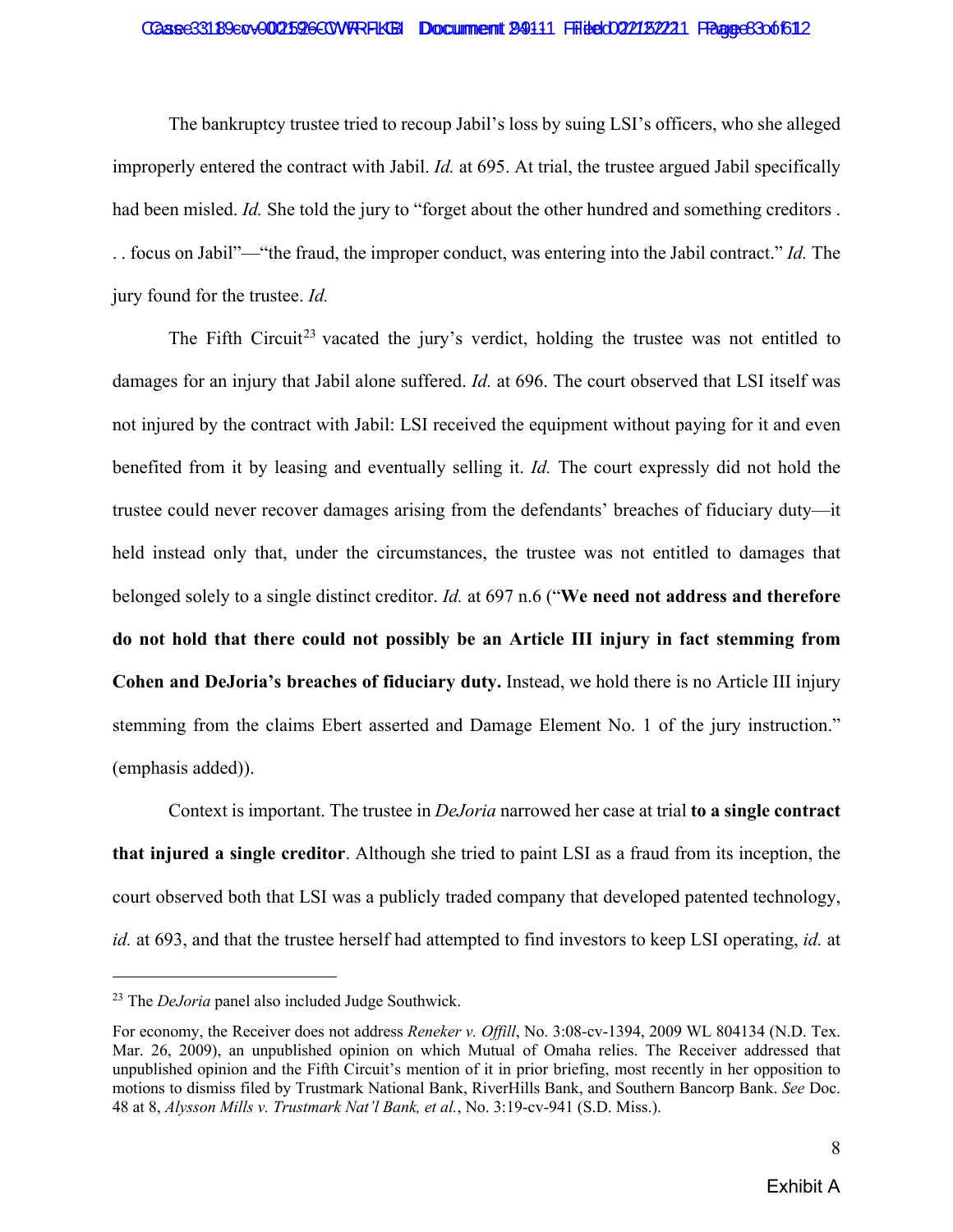The bankruptcy trustee tried to recoup Jabil's loss by suing LSI's officers, who she alleged improperly entered the contract with Jabil. *Id.* at 695. At trial, the trustee argued Jabil specifically had been misled. *Id.* She told the jury to "forget about the other hundred and something creditors . . . focus on Jabil"—"the fraud, the improper conduct, was entering into the Jabil contract." *Id.* The jury found for the trustee. *Id.*

The Fifth Circuit[23] vacated the jury's verdict, holding the trustee was not entitled to damages for an injury that Jabil alone suffered. *Id.* at 696. The court observed that LSI itself was not injured by the contract with Jabil: LSI received the equipment without paying for it and even benefited from it by leasing and eventually selling it. *Id.* The court expressly did not hold the trustee could never recover damages arising from the defendants' breaches of fiduciary duty—it held instead only that, under the circumstances, the trustee was not entitled to damages that belonged solely to a single distinct creditor. *Id.* at 697 n.6 ("**We need not address and therefore do not hold that there could not possibly be an Article III injury in fact stemming from Cohen and DeJoria's breaches of fiduciary duty.** Instead, we hold there is no Article III injury stemming from the claims Ebert asserted and Damage Element No. 1 of the jury instruction." (emphasis added)).

Context is important. The trustee in *DeJoria* narrowed her case at trial **to a single contract that injured a single creditor**. Although she tried to paint LSI as a fraud from its inception, the court observed both that LSI was a publicly traded company that developed patented technology, *id.* at 693, and that the trustee herself had attempted to find investors to keep LSI operating, *id.* at

---

[23] The *DeJoria* panel also included Judge Southwick.

For economy, the Receiver does not address *Reneker v. Offill*, No. 3:08-cv-1394, 2009 WL 804134 (N.D. Tex. Mar. 26, 2009), an unpublished opinion on which Mutual of Omaha relies. The Receiver addressed that unpublished opinion and the Fifth Circuit's mention of it in prior briefing, most recently in her opposition to motions to dismiss filed by Trustmark National Bank, RiverHills Bank, and Southern Bancorp Bank. *See* Doc. 48 at 8, *Alysson Mills v. Trustmark Nat'l Bank, et al.*, No. 3:19-cv-941 (S.D. Miss.).

Exhibit A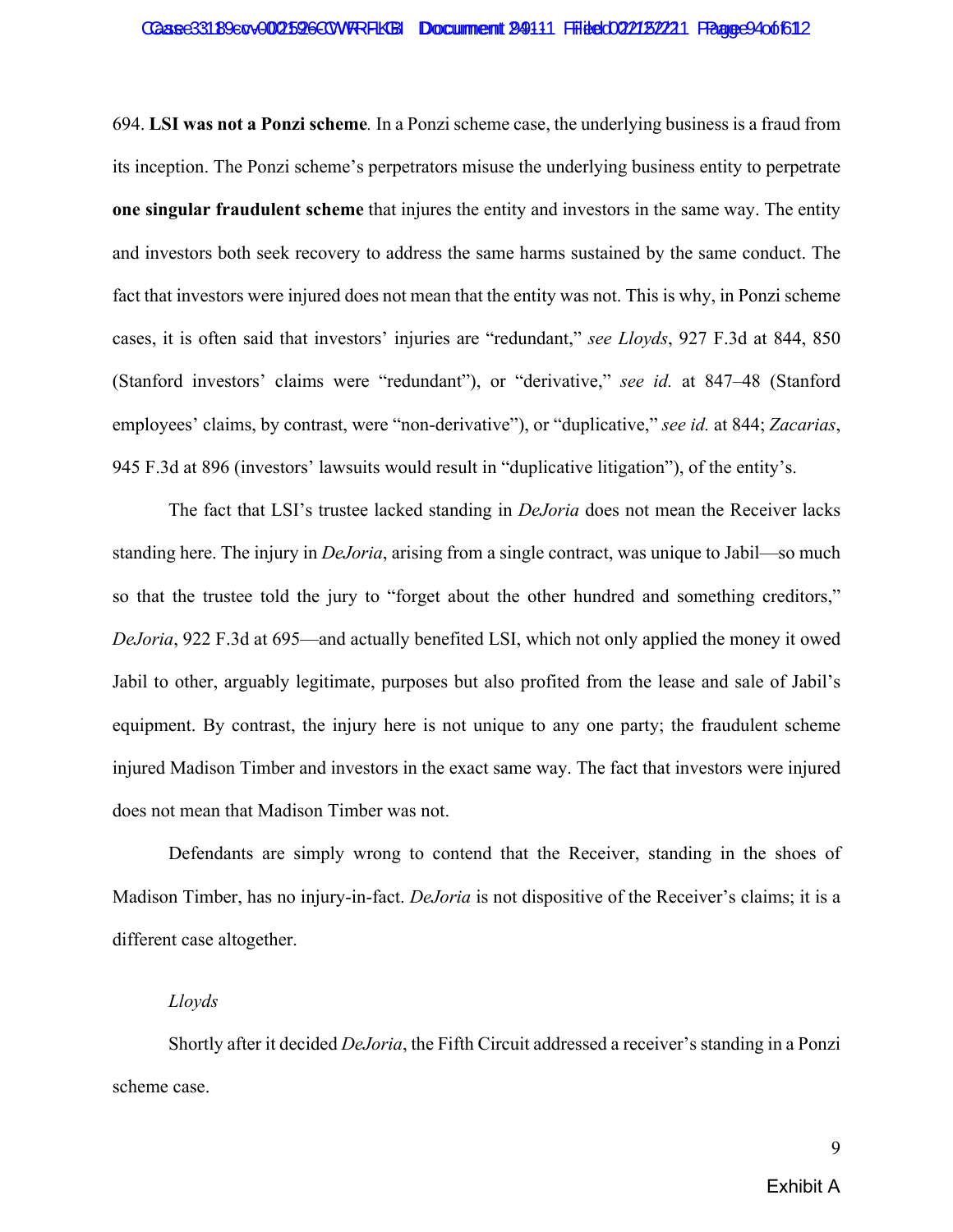694. **LSI was not a Ponzi scheme**. In a Ponzi scheme case, the underlying business is a fraud from its inception. The Ponzi scheme's perpetrators misuse the underlying business entity to perpetrate **one singular fraudulent scheme** that injures the entity and investors in the same way. The entity and investors both seek recovery to address the same harms sustained by the same conduct. The fact that investors were injured does not mean that the entity was not. This is why, in Ponzi scheme cases, it is often said that investors' injuries are "redundant," *see Lloyds*, 927 F.3d at 844, 850 (Stanford investors' claims were "redundant"), or "derivative," *see id.* at 847–48 (Stanford employees' claims, by contrast, were "non-derivative"), or "duplicative," *see id.* at 844; *Zacarias*, 945 F.3d at 896 (investors' lawsuits would result in "duplicative litigation"), of the entity's.

The fact that LSI's trustee lacked standing in *DeJoria* does not mean the Receiver lacks standing here. The injury in *DeJoria*, arising from a single contract, was unique to Jabil—so much so that the trustee told the jury to "forget about the other hundred and something creditors," *DeJoria*, 922 F.3d at 695—and actually benefited LSI, which not only applied the money it owed Jabil to other, arguably legitimate, purposes but also profited from the lease and sale of Jabil's equipment. By contrast, the injury here is not unique to any one party; the fraudulent scheme injured Madison Timber and investors in the exact same way. The fact that investors were injured does not mean that Madison Timber was not.

Defendants are simply wrong to contend that the Receiver, standing in the shoes of Madison Timber, has no injury-in-fact. *DeJoria* is not dispositive of the Receiver's claims; it is a different case altogether.

*Lloyds*

Shortly after it decided *DeJoria*, the Fifth Circuit addressed a receiver's standing in a Ponzi scheme case.

Exhibit A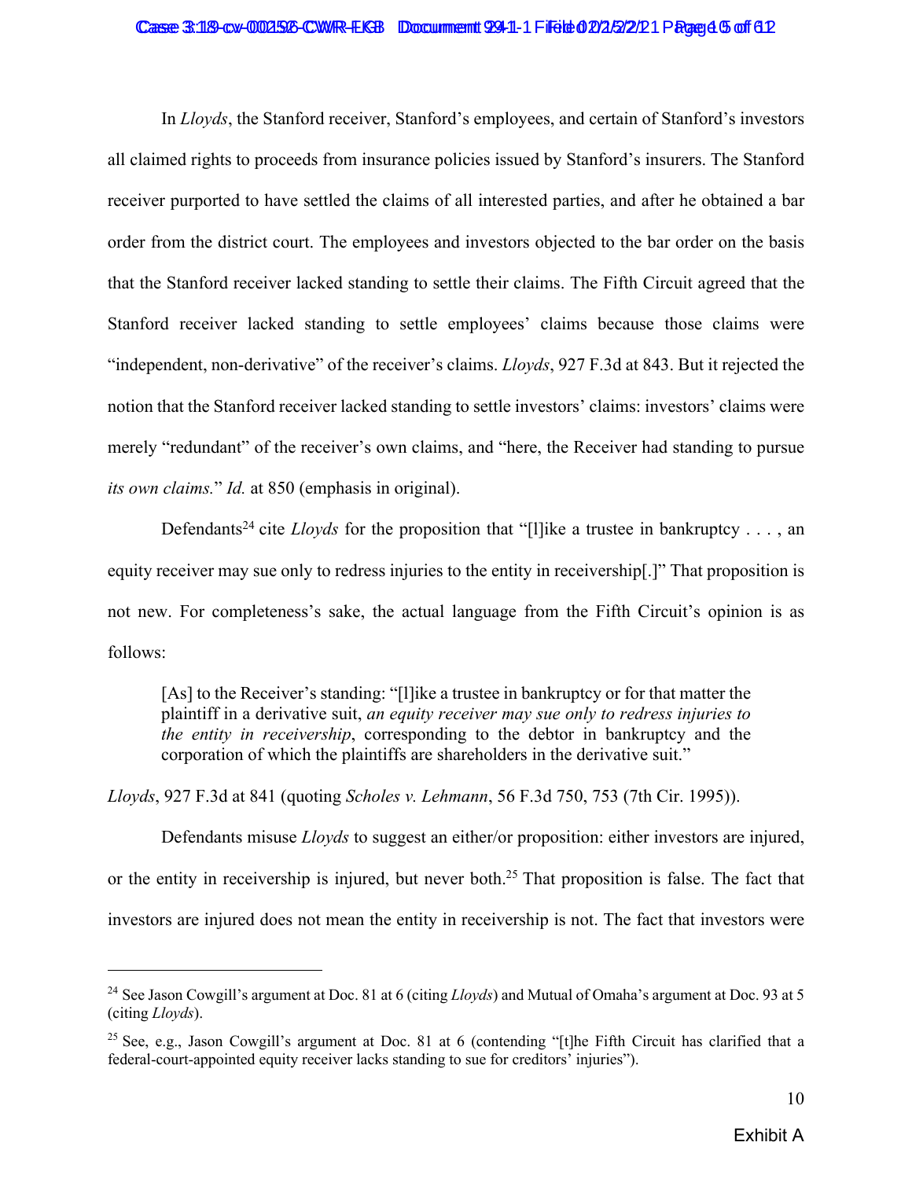In *Lloyds*, the Stanford receiver, Stanford's employees, and certain of Stanford's investors all claimed rights to proceeds from insurance policies issued by Stanford's insurers. The Stanford receiver purported to have settled the claims of all interested parties, and after he obtained a bar order from the district court. The employees and investors objected to the bar order on the basis that the Stanford receiver lacked standing to settle their claims. The Fifth Circuit agreed that the Stanford receiver lacked standing to settle employees' claims because those claims were "independent, non-derivative" of the receiver's claims. *Lloyds*, 927 F.3d at 843. But it rejected the notion that the Stanford receiver lacked standing to settle investors' claims: investors' claims were merely "redundant" of the receiver's own claims, and "here, the Receiver had standing to pursue *its own claims.*" *Id.* at 850 (emphasis in original).

Defendants[24] cite *Lloyds* for the proposition that "[l]ike a trustee in bankruptcy . . . , an equity receiver may sue only to redress injuries to the entity in receivership[.]" That proposition is not new. For completeness's sake, the actual language from the Fifth Circuit's opinion is as follows:

> [As] to the Receiver's standing: "[l]ike a trustee in bankruptcy or for that matter the plaintiff in a derivative suit, *an equity receiver may sue only to redress injuries to the entity in receivership*, corresponding to the debtor in bankruptcy and the corporation of which the plaintiffs are shareholders in the derivative suit."

*Lloyds*, 927 F.3d at 841 (quoting *Scholes v. Lehmann*, 56 F.3d 750, 753 (7th Cir. 1995)).

Defendants misuse *Lloyds* to suggest an either/or proposition: either investors are injured, or the entity in receivership is injured, but never both.[25] That proposition is false. The fact that investors are injured does not mean the entity in receivership is not. The fact that investors were

---

[24] See Jason Cowgill's argument at Doc. 81 at 6 (citing *Lloyds*) and Mutual of Omaha's argument at Doc. 93 at 5 (citing *Lloyds*).

[25] See, e.g., Jason Cowgill's argument at Doc. 81 at 6 (contending "[t]he Fifth Circuit has clarified that a federal-court-appointed equity receiver lacks standing to sue for creditors' injuries").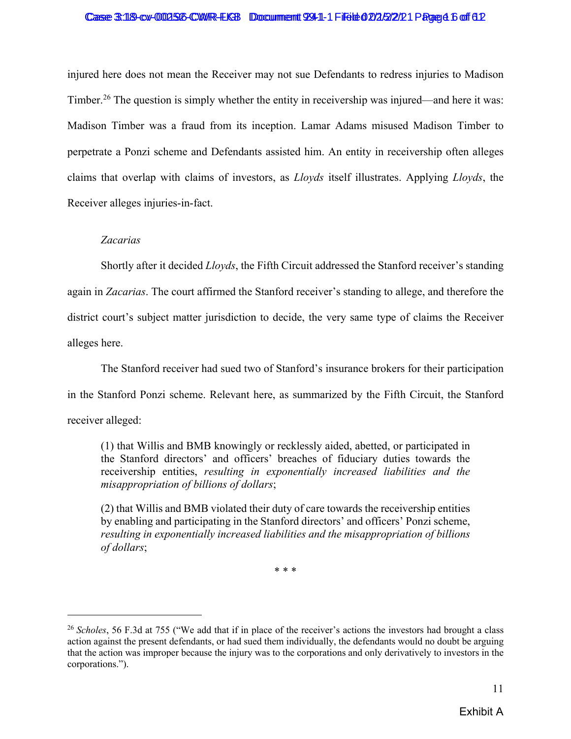injured here does not mean the Receiver may not sue Defendants to redress injuries to Madison Timber.[26] The question is simply whether the entity in receivership was injured—and here it was: Madison Timber was a fraud from its inception. Lamar Adams misused Madison Timber to perpetrate a Ponzi scheme and Defendants assisted him. An entity in receivership often alleges claims that overlap with claims of investors, as *Lloyds* itself illustrates. Applying *Lloyds*, the Receiver alleges injuries-in-fact.

*Zacarias*

Shortly after it decided *Lloyds*, the Fifth Circuit addressed the Stanford receiver's standing again in *Zacarias*. The court affirmed the Stanford receiver's standing to allege, and therefore the district court's subject matter jurisdiction to decide, the very same type of claims the Receiver alleges here.

The Stanford receiver had sued two of Stanford's insurance brokers for their participation in the Stanford Ponzi scheme. Relevant here, as summarized by the Fifth Circuit, the Stanford receiver alleged:

> (1) that Willis and BMB knowingly or recklessly aided, abetted, or participated in the Stanford directors' and officers' breaches of fiduciary duties towards the receivership entities, *resulting in exponentially increased liabilities and the misappropriation of billions of dollars*;
>
> (2) that Willis and BMB violated their duty of care towards the receivership entities by enabling and participating in the Stanford directors' and officers' Ponzi scheme, *resulting in exponentially increased liabilities and the misappropriation of billions of dollars*;
>
> \* \* \*

[26] *Scholes*, 56 F.3d at 755 ("We add that if in place of the receiver's actions the investors had brought a class action against the present defendants, or had sued them individually, the defendants would no doubt be arguing that the action was improper because the injury was to the corporations and only derivatively to investors in the corporations.").

Exhibit A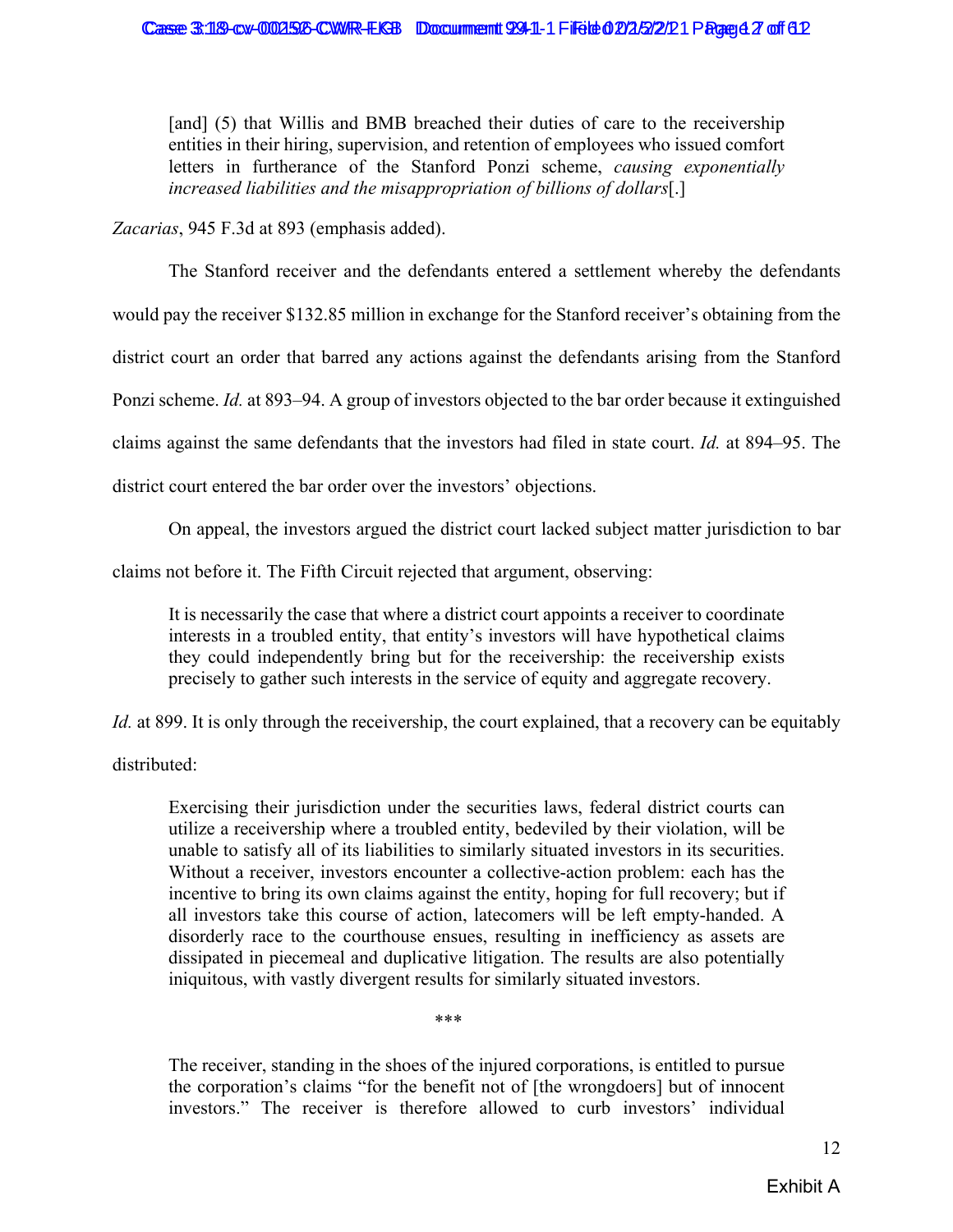> [and] (5) that Willis and BMB breached their duties of care to the receivership entities in their hiring, supervision, and retention of employees who issued comfort letters in furtherance of the Stanford Ponzi scheme, *causing exponentially increased liabilities and the misappropriation of billions of dollars*[.]

*Zacarias*, 945 F.3d at 893 (emphasis added).

The Stanford receiver and the defendants entered a settlement whereby the defendants would pay the receiver $132.85 million in exchange for the Stanford receiver's obtaining from the district court an order that barred any actions against the defendants arising from the Stanford Ponzi scheme. *Id.* at 893–94. A group of investors objected to the bar order because it extinguished claims against the same defendants that the investors had filed in state court. *Id.* at 894–95. The district court entered the bar order over the investors' objections.

On appeal, the investors argued the district court lacked subject matter jurisdiction to bar claims not before it. The Fifth Circuit rejected that argument, observing:

> It is necessarily the case that where a district court appoints a receiver to coordinate interests in a troubled entity, that entity's investors will have hypothetical claims they could independently bring but for the receivership: the receivership exists precisely to gather such interests in the service of equity and aggregate recovery.

*Id.* at 899. It is only through the receivership, the court explained, that a recovery can be equitably distributed:

> Exercising their jurisdiction under the securities laws, federal district courts can utilize a receivership where a troubled entity, bedeviled by their violation, will be unable to satisfy all of its liabilities to similarly situated investors in its securities. Without a receiver, investors encounter a collective-action problem: each has the incentive to bring its own claims against the entity, hoping for full recovery; but if all investors take this course of action, latecomers will be left empty-handed. A disorderly race to the courthouse ensues, resulting in inefficiency as assets are dissipated in piecemeal and duplicative litigation. The results are also potentially iniquitous, with vastly divergent results for similarly situated investors.
>
> \*\*\*
>
> The receiver, standing in the shoes of the injured corporations, is entitled to pursue the corporation's claims "for the benefit not of [the wrongdoers] but of innocent investors." The receiver is therefore allowed to curb investors' individual

Exhibit A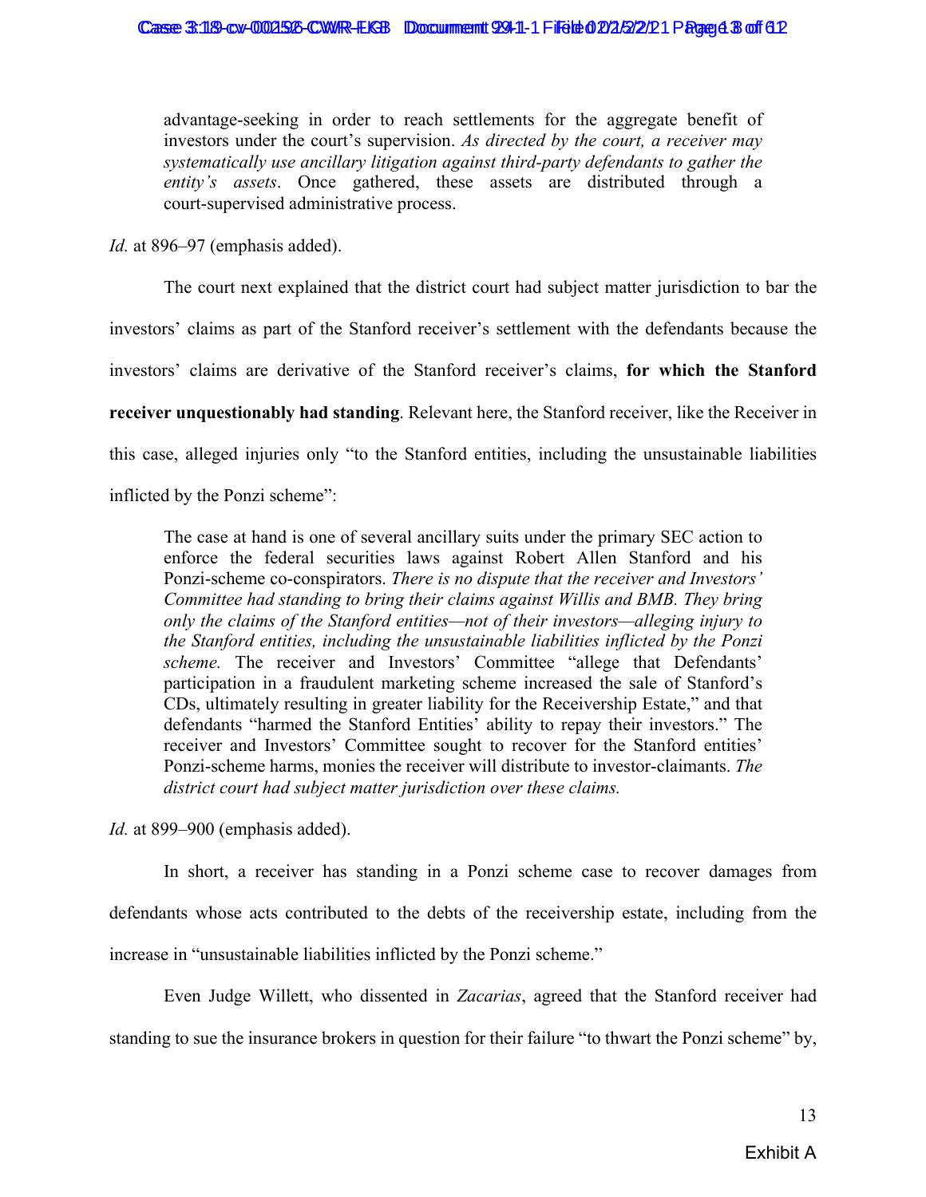> advantage-seeking in order to reach settlements for the aggregate benefit of investors under the court's supervision. *As directed by the court, a receiver may systematically use ancillary litigation against third-party defendants to gather the entity's assets*. Once gathered, these assets are distributed through a court-supervised administrative process.

*Id.* at 896–97 (emphasis added).

The court next explained that the district court had subject matter jurisdiction to bar the investors' claims as part of the Stanford receiver's settlement with the defendants because the investors' claims are derivative of the Stanford receiver's claims, **for which the Stanford receiver unquestionably had standing**. Relevant here, the Stanford receiver, like the Receiver in this case, alleged injuries only "to the Stanford entities, including the unsustainable liabilities inflicted by the Ponzi scheme":

> The case at hand is one of several ancillary suits under the primary SEC action to enforce the federal securities laws against Robert Allen Stanford and his Ponzi-scheme co-conspirators. *There is no dispute that the receiver and Investors' Committee had standing to bring their claims against Willis and BMB. They bring only the claims of the Stanford entities—not of their investors—alleging injury to the Stanford entities, including the unsustainable liabilities inflicted by the Ponzi scheme.* The receiver and Investors' Committee "allege that Defendants' participation in a fraudulent marketing scheme increased the sale of Stanford's CDs, ultimately resulting in greater liability for the Receivership Estate," and that defendants "harmed the Stanford Entities' ability to repay their investors." The receiver and Investors' Committee sought to recover for the Stanford entities' Ponzi-scheme harms, monies the receiver will distribute to investor-claimants. *The district court had subject matter jurisdiction over these claims.*

*Id.* at 899–900 (emphasis added).

In short, a receiver has standing in a Ponzi scheme case to recover damages from defendants whose acts contributed to the debts of the receivership estate, including from the increase in "unsustainable liabilities inflicted by the Ponzi scheme."

Even Judge Willett, who dissented in *Zacarias*, agreed that the Stanford receiver had standing to sue the insurance brokers in question for their failure "to thwart the Ponzi scheme" by,

Exhibit A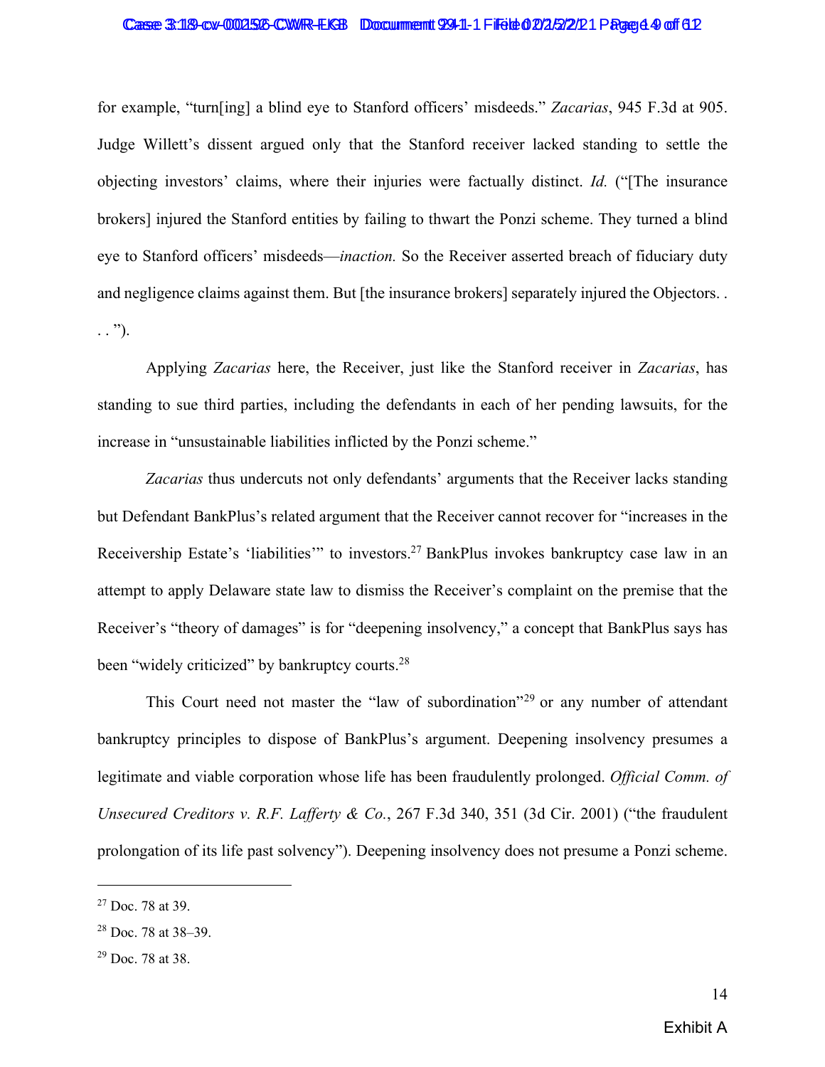for example, "turn[ing] a blind eye to Stanford officers' misdeeds." *Zacarias*, 945 F.3d at 905. Judge Willett's dissent argued only that the Stanford receiver lacked standing to settle the objecting investors' claims, where their injuries were factually distinct. *Id.* ("[The insurance brokers] injured the Stanford entities by failing to thwart the Ponzi scheme. They turned a blind eye to Stanford officers' misdeeds—*inaction.* So the Receiver asserted breach of fiduciary duty and negligence claims against them. But [the insurance brokers] separately injured the Objectors. . . . ").

Applying *Zacarias* here, the Receiver, just like the Stanford receiver in *Zacarias*, has standing to sue third parties, including the defendants in each of her pending lawsuits, for the increase in "unsustainable liabilities inflicted by the Ponzi scheme."

*Zacarias* thus undercuts not only defendants' arguments that the Receiver lacks standing but Defendant BankPlus's related argument that the Receiver cannot recover for "increases in the Receivership Estate's 'liabilities'" to investors.[27] BankPlus invokes bankruptcy case law in an attempt to apply Delaware state law to dismiss the Receiver's complaint on the premise that the Receiver's "theory of damages" is for "deepening insolvency," a concept that BankPlus says has been "widely criticized" by bankruptcy courts.[28]

This Court need not master the "law of subordination"[29] or any number of attendant bankruptcy principles to dispose of BankPlus's argument. Deepening insolvency presumes a legitimate and viable corporation whose life has been fraudulently prolonged. *Official Comm. of Unsecured Creditors v. R.F. Lafferty & Co.*, 267 F.3d 340, 351 (3d Cir. 2001) ("the fraudulent prolongation of its life past solvency"). Deepening insolvency does not presume a Ponzi scheme.

---

[27] Doc. 78 at 39.

[28] Doc. 78 at 38–39.

[29] Doc. 78 at 38.

Exhibit A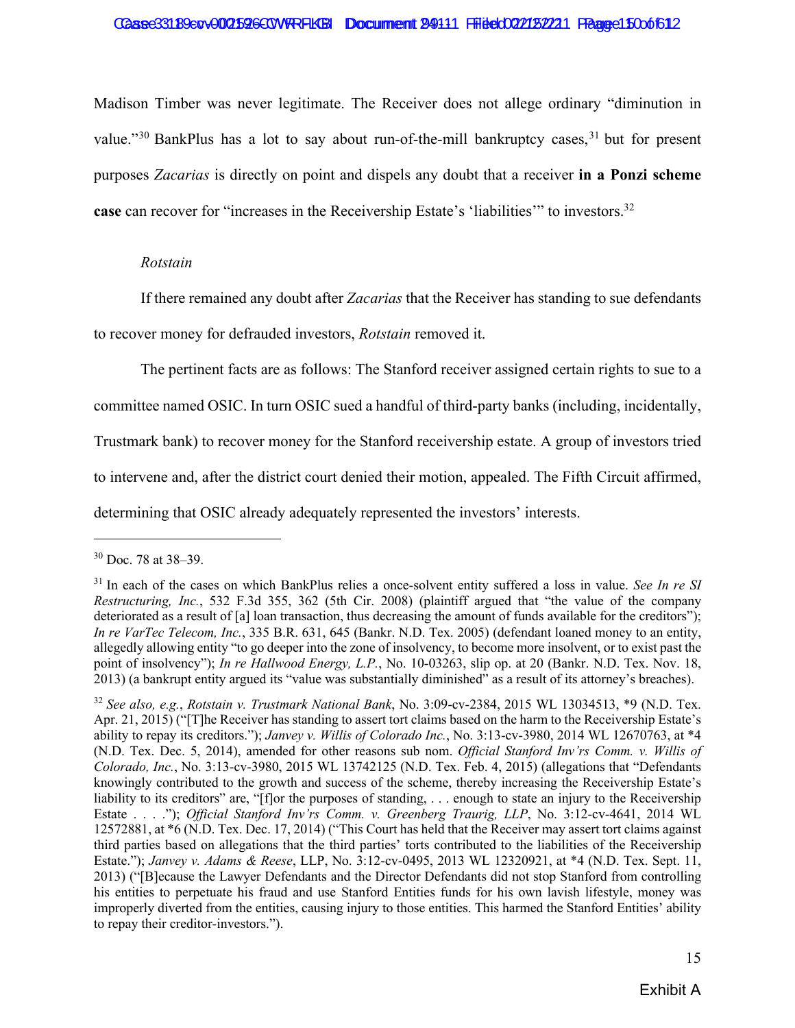Madison Timber was never legitimate. The Receiver does not allege ordinary "diminution in value."[30] BankPlus has a lot to say about run-of-the-mill bankruptcy cases,[31] but for present purposes *Zacarias* is directly on point and dispels any doubt that a receiver **in a Ponzi scheme case** can recover for "increases in the Receivership Estate's 'liabilities'" to investors.[32]

*Rotstain*

If there remained any doubt after *Zacarias* that the Receiver has standing to sue defendants to recover money for defrauded investors, *Rotstain* removed it.

The pertinent facts are as follows: The Stanford receiver assigned certain rights to sue to a committee named OSIC. In turn OSIC sued a handful of third-party banks (including, incidentally, Trustmark bank) to recover money for the Stanford receivership estate. A group of investors tried to intervene and, after the district court denied their motion, appealed. The Fifth Circuit affirmed, determining that OSIC already adequately represented the investors' interests.

---

[30] Doc. 78 at 38–39.

[31] In each of the cases on which BankPlus relies a once-solvent entity suffered a loss in value. *See In re SI Restructuring, Inc.*, 532 F.3d 355, 362 (5th Cir. 2008) (plaintiff argued that "the value of the company deteriorated as a result of [a] loan transaction, thus decreasing the amount of funds available for the creditors"); *In re VarTec Telecom, Inc.*, 335 B.R. 631, 645 (Bankr. N.D. Tex. 2005) (defendant loaned money to an entity, allegedly allowing entity "to go deeper into the zone of insolvency, to become more insolvent, or to exist past the point of insolvency"); *In re Hallwood Energy, L.P.*, No. 10-03263, slip op. at 20 (Bankr. N.D. Tex. Nov. 18, 2013) (a bankrupt entity argued its "value was substantially diminished" as a result of its attorney's breaches).

[32] *See also, e.g.*, *Rotstain v. Trustmark National Bank*, No. 3:09-cv-2384, 2015 WL 13034513, *9 (N.D. Tex. Apr. 21, 2015) ("[T]he Receiver has standing to assert tort claims based on the harm to the Receivership Estate's ability to repay its creditors."); *Janvey v. Willis of Colorado Inc.*, No. 3:13-cv-3980, 2014 WL 12670763, at *4 (N.D. Tex. Dec. 5, 2014), amended for other reasons sub nom. *Official Stanford Inv'rs Comm. v. Willis of Colorado, Inc.*, No. 3:13-cv-3980, 2015 WL 13742125 (N.D. Tex. Feb. 4, 2015) (allegations that "Defendants knowingly contributed to the growth and success of the scheme, thereby increasing the Receivership Estate's liability to its creditors" are, "[f]or the purposes of standing, . . . enough to state an injury to the Receivership Estate . . . ."); *Official Stanford Inv'rs Comm. v. Greenberg Traurig, LLP*, No. 3:12-cv-4641, 2014 WL 12572881, at *6 (N.D. Tex. Dec. 17, 2014) ("This Court has held that the Receiver may assert tort claims against third parties based on allegations that the third parties' torts contributed to the liabilities of the Receivership Estate."); *Janvey v. Adams & Reese*, LLP, No. 3:12-cv-0495, 2013 WL 12320921, at *4 (N.D. Tex. Sept. 11, 2013) ("[B]ecause the Lawyer Defendants and the Director Defendants did not stop Stanford from controlling his entities to perpetuate his fraud and use Stanford Entities funds for his own lavish lifestyle, money was improperly diverted from the entities, causing injury to those entities. This harmed the Stanford Entities' ability to repay their creditor-investors.").

Exhibit A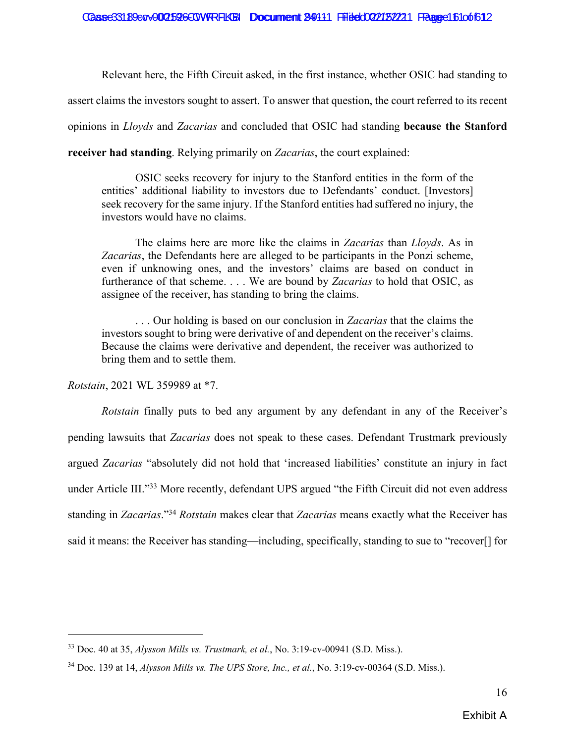Relevant here, the Fifth Circuit asked, in the first instance, whether OSIC had standing to assert claims the investors sought to assert. To answer that question, the court referred to its recent opinions in *Lloyds* and *Zacarias* and concluded that OSIC had standing **because the Stanford receiver had standing**. Relying primarily on *Zacarias*, the court explained:

> OSIC seeks recovery for injury to the Stanford entities in the form of the entities' additional liability to investors due to Defendants' conduct. [Investors] seek recovery for the same injury. If the Stanford entities had suffered no injury, the investors would have no claims.
>
> The claims here are more like the claims in *Zacarias* than *Lloyds*. As in *Zacarias*, the Defendants here are alleged to be participants in the Ponzi scheme, even if unknowing ones, and the investors' claims are based on conduct in furtherance of that scheme. . . . We are bound by *Zacarias* to hold that OSIC, as assignee of the receiver, has standing to bring the claims.
>
> . . . Our holding is based on our conclusion in *Zacarias* that the claims the investors sought to bring were derivative of and dependent on the receiver's claims. Because the claims were derivative and dependent, the receiver was authorized to bring them and to settle them.

*Rotstain*, 2021 WL 359989 at *7.

*Rotstain* finally puts to bed any argument by any defendant in any of the Receiver's pending lawsuits that *Zacarias* does not speak to these cases. Defendant Trustmark previously argued *Zacarias* "absolutely did not hold that 'increased liabilities' constitute an injury in fact under Article III."[33] More recently, defendant UPS argued "the Fifth Circuit did not even address standing in *Zacarias*."[34] *Rotstain* makes clear that *Zacarias* means exactly what the Receiver has said it means: the Receiver has standing—including, specifically, standing to sue to "recover[] for

---

[33] Doc. 40 at 35, *Alysson Mills vs. Trustmark, et al.*, No. 3:19-cv-00941 (S.D. Miss.).

[34] Doc. 139 at 14, *Alysson Mills vs. The UPS Store, Inc., et al.*, No. 3:19-cv-00364 (S.D. Miss.).

Exhibit A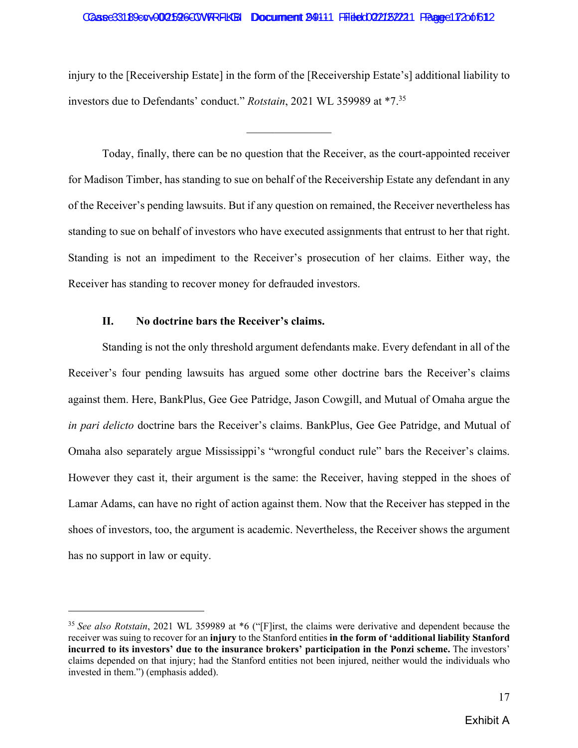injury to the [Receivership Estate] in the form of the [Receivership Estate's] additional liability to investors due to Defendants' conduct." *Rotstain*, 2021 WL 359989 at *7.[35]

---

Today, finally, there can be no question that the Receiver, as the court-appointed receiver for Madison Timber, has standing to sue on behalf of the Receivership Estate any defendant in any of the Receiver's pending lawsuits. But if any question on remained, the Receiver nevertheless has standing to sue on behalf of investors who have executed assignments that entrust to her that right. Standing is not an impediment to the Receiver's prosecution of her claims. Either way, the Receiver has standing to recover money for defrauded investors.

## II. No doctrine bars the Receiver's claims.

Standing is not the only threshold argument defendants make. Every defendant in all of the Receiver's four pending lawsuits has argued some other doctrine bars the Receiver's claims against them. Here, BankPlus, Gee Gee Patridge, Jason Cowgill, and Mutual of Omaha argue the *in pari delicto* doctrine bars the Receiver's claims. BankPlus, Gee Gee Patridge, and Mutual of Omaha also separately argue Mississippi's "wrongful conduct rule" bars the Receiver's claims. However they cast it, their argument is the same: the Receiver, having stepped in the shoes of Lamar Adams, can have no right of action against them. Now that the Receiver has stepped in the shoes of investors, too, the argument is academic. Nevertheless, the Receiver shows the argument has no support in law or equity.

---

[35] *See also Rotstain*, 2021 WL 359989 at *6 ("[F]irst, the claims were derivative and dependent because the receiver was suing to recover for an **injury** to the Stanford entities **in the form of 'additional liability Stanford incurred to its investors' due to the insurance brokers' participation in the Ponzi scheme.** The investors' claims depended on that injury; had the Stanford entities not been injured, neither would the individuals who invested in them.") (emphasis added).

Exhibit A